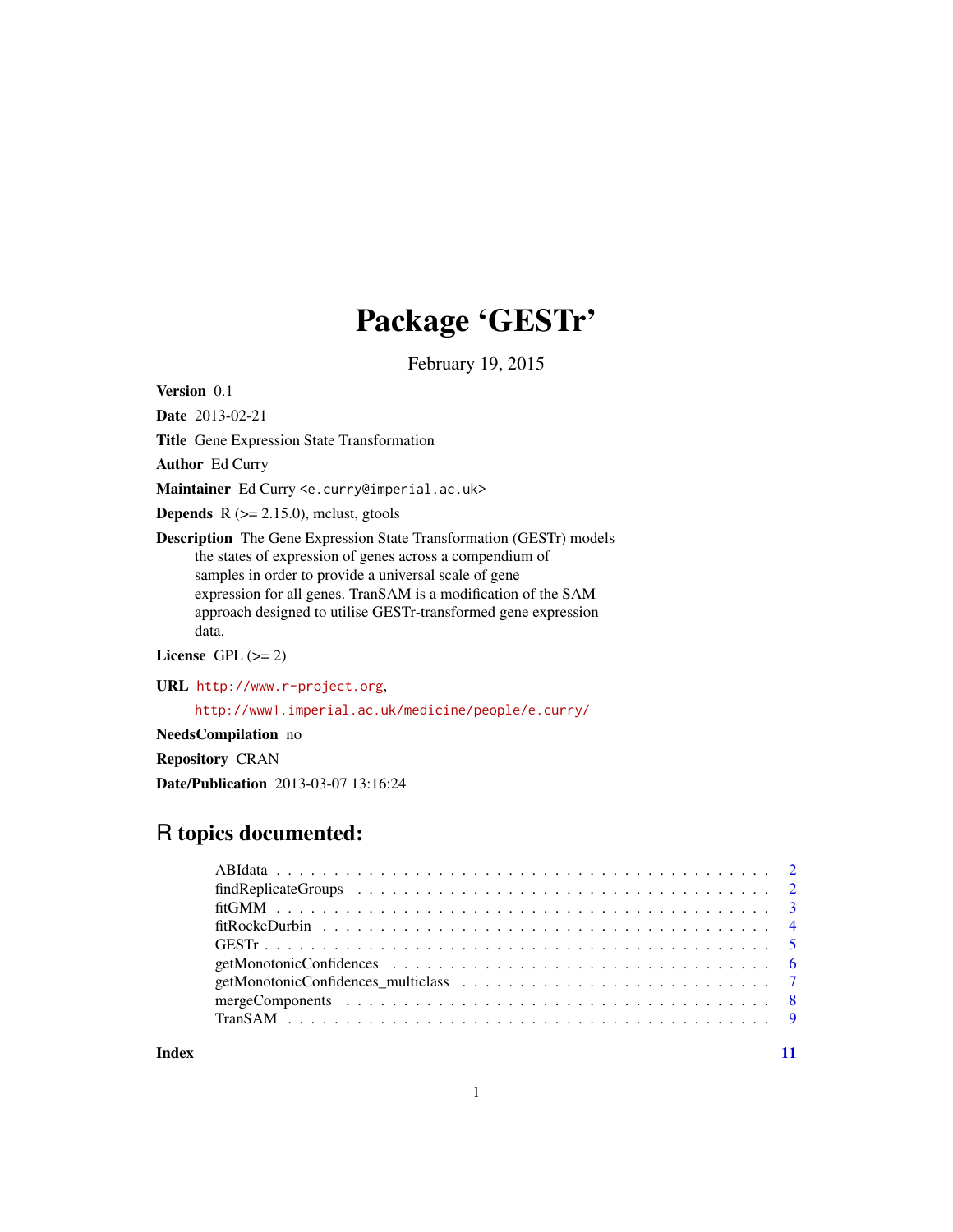# Package 'GESTr'

February 19, 2015

**Version** 0.1

**Date** 2013-02-21

**Title** Gene Expression State Transformation

**Author** Ed Curry

**Maintainer** Ed Curry <e.curry@imperial.ac.uk>

**Depends** R (>= 2.15.0), mclust, gtools

**Description** The Gene Expression State Transformation (GESTr) models the states of expression of genes across a compendium of samples in order to provide a universal scale of gene expression for all genes. TranSAM is a modification of the SAM approach designed to utilise GESTr-transformed gene expression data.

**License** GPL (>= 2)

**URL** http://www.r-project.org, http://www1.imperial.ac.uk/medicine/people/e.curry/

**NeedsCompilation** no

**Repository** CRAN

**Date/Publication** 2013-03-07 13:16:24

## R topics documented:

- ABIdata . . . . . . . . . . . . . . . . . . . . . . . . . . . . . . . . . . . . . . . . . . 2
- findReplicateGroups . . . . . . . . . . . . . . . . . . . . . . . . . . . . . . . . . . 2
- fitGMM . . . . . . . . . . . . . . . . . . . . . . . . . . . . . . . . . . . . . . . . . . 3
- fitRockeDurbin . . . . . . . . . . . . . . . . . . . . . . . . . . . . . . . . . . . . . 4
- GESTr . . . . . . . . . . . . . . . . . . . . . . . . . . . . . . . . . . . . . . . . . . 5
- getMonotonicConfidences . . . . . . . . . . . . . . . . . . . . . . . . . . . . . . . 6
- getMonotonicConfidences_multiclass . . . . . . . . . . . . . . . . . . . . . . . . . 7
- mergeComponents . . . . . . . . . . . . . . . . . . . . . . . . . . . . . . . . . . . 8
- TranSAM . . . . . . . . . . . . . . . . . . . . . . . . . . . . . . . . . . . . . . . . 9

**Index** 11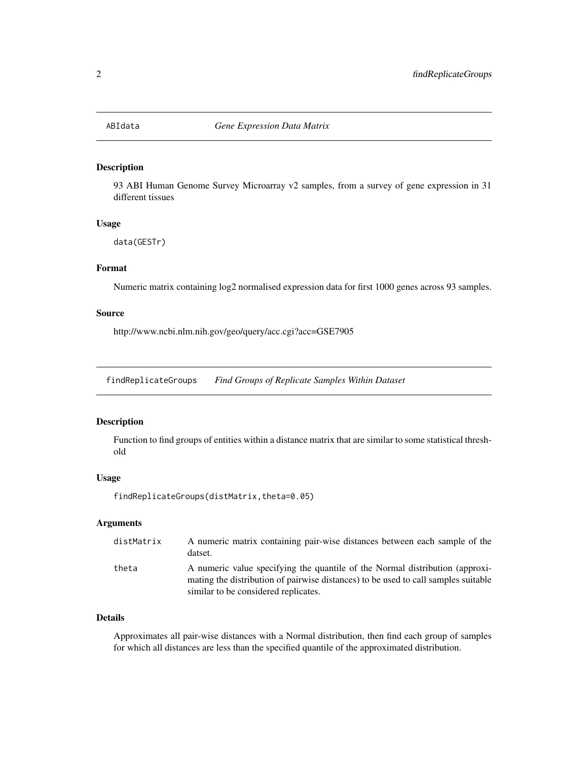## ABIdata *Gene Expression Data Matrix*

### Description

93 ABI Human Genome Survey Microarray v2 samples, from a survey of gene expression in 31 different tissues

### Usage

```
data(GESTr)
```

### Format

Numeric matrix containing log2 normalised expression data for first 1000 genes across 93 samples.

### Source

http://www.ncbi.nlm.nih.gov/geo/query/acc.cgi?acc=GSE7905

## findReplicateGroups *Find Groups of Replicate Samples Within Dataset*

### Description

Function to find groups of entities within a distance matrix that are similar to some statistical threshold

### Usage

```
findReplicateGroups(distMatrix,theta=0.05)
```

### Arguments

| | |
|---|---|
| distMatrix | A numeric matrix containing pair-wise distances between each sample of the datset. |
| theta | A numeric value specifying the quantile of the Normal distribution (approximating the distribution of pairwise distances) to be used to call samples suitable similar to be considered replicates. |

### Details

Approximates all pair-wise distances with a Normal distribution, then find each group of samples for which all distances are less than the specified quantile of the approximated distribution.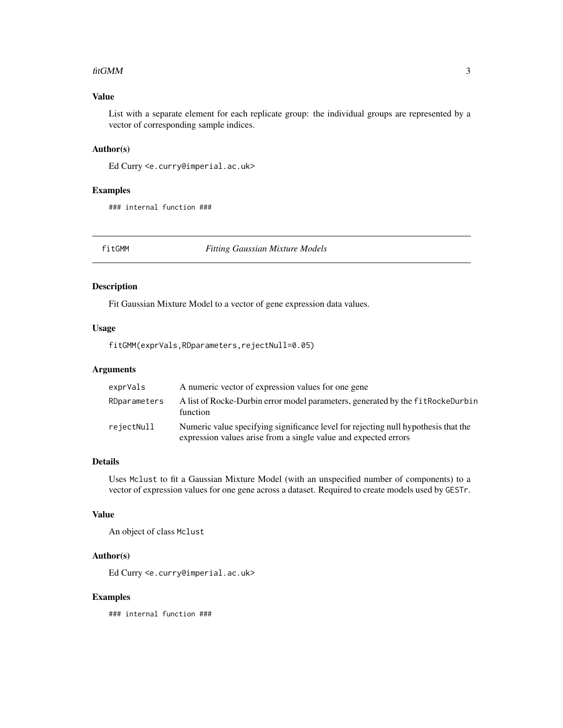### Value

List with a separate element for each replicate group: the individual groups are represented by a vector of corresponding sample indices.

### Author(s)

Ed Curry <e.curry@imperial.ac.uk>

### Examples

```
### internal function ###
```

---

## fitGMM    *Fitting Gaussian Mixture Models*

---

### Description

Fit Gaussian Mixture Model to a vector of gene expression data values.

### Usage

```
fitGMM(exprVals,RDparameters,rejectNull=0.05)
```

### Arguments

| | |
|---|---|
| `exprVals` | A numeric vector of expression values for one gene |
| `RDparameters` | A list of Rocke-Durbin error model parameters, generated by the `fitRockeDurbin` function |
| `rejectNull` | Numeric value specifying significance level for rejecting null hypothesis that the expression values arise from a single value and expected errors |

### Details

Uses `Mclust` to fit a Gaussian Mixture Model (with an unspecified number of components) to a vector of expression values for one gene across a dataset. Required to create models used by `GESTr`.

### Value

An object of class `Mclust`

### Author(s)

Ed Curry <e.curry@imperial.ac.uk>

### Examples

```
### internal function ###
```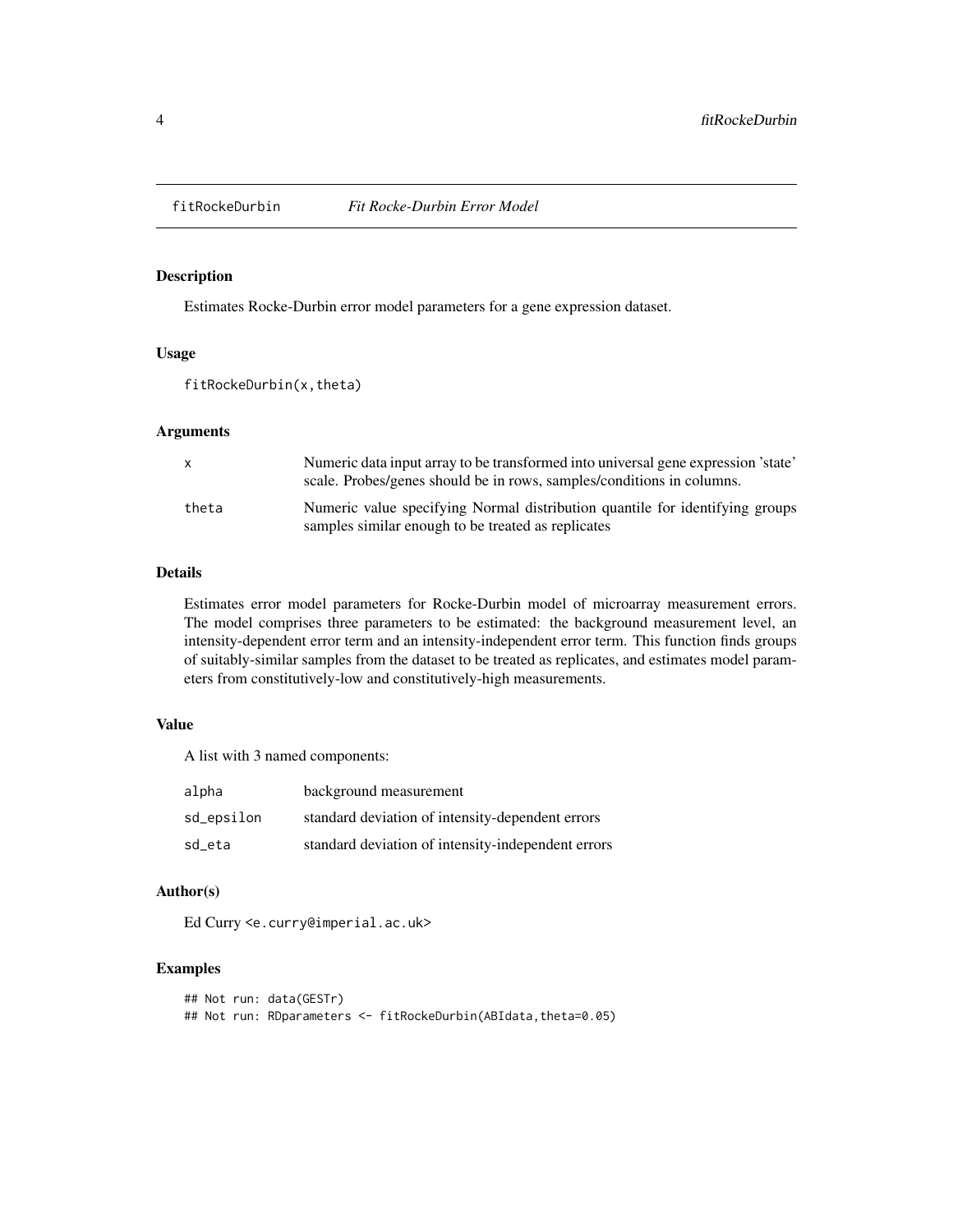fitRockeDurbin *Fit Rocke-Durbin Error Model*

## Description

Estimates Rocke-Durbin error model parameters for a gene expression dataset.

## Usage

```
fitRockeDurbin(x,theta)
```

## Arguments

| | |
|---|---|
| x | Numeric data input array to be transformed into universal gene expression 'state' scale. Probes/genes should be in rows, samples/conditions in columns. |
| theta | Numeric value specifying Normal distribution quantile for identifying groups samples similar enough to be treated as replicates |

## Details

Estimates error model parameters for Rocke-Durbin model of microarray measurement errors. The model comprises three parameters to be estimated: the background measurement level, an intensity-dependent error term and an intensity-independent error term. This function finds groups of suitably-similar samples from the dataset to be treated as replicates, and estimates model parameters from constitutively-low and constitutively-high measurements.

## Value

A list with 3 named components:

| | |
|---|---|
| alpha | background measurement |
| sd_epsilon | standard deviation of intensity-dependent errors |
| sd_eta | standard deviation of intensity-independent errors |

## Author(s)

Ed Curry <e.curry@imperial.ac.uk>

## Examples

```
## Not run: data(GESTr)
## Not run: RDparameters <- fitRockeDurbin(ABIdata,theta=0.05)
```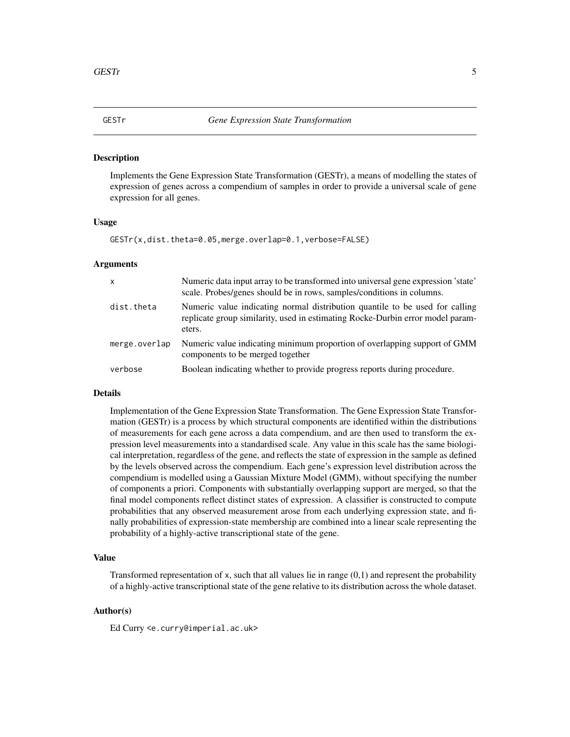# GESTr — *Gene Expression State Transformation*

## Description

Implements the Gene Expression State Transformation (GESTr), a means of modelling the states of expression of genes across a compendium of samples in order to provide a universal scale of gene expression for all genes.

## Usage

```
GESTr(x,dist.theta=0.05,merge.overlap=0.1,verbose=FALSE)
```

## Arguments

| | |
|---|---|
| `x` | Numeric data input array to be transformed into universal gene expression 'state' scale. Probes/genes should be in rows, samples/conditions in columns. |
| `dist.theta` | Numeric value indicating normal distribution quantile to be used for calling replicate group similarity, used in estimating Rocke-Durbin error model parameters. |
| `merge.overlap` | Numeric value indicating minimum proportion of overlapping support of GMM components to be merged together |
| `verbose` | Boolean indicating whether to provide progress reports during procedure. |

## Details

Implementation of the Gene Expression State Transformation. The Gene Expression State Transformation (GESTr) is a process by which structural components are identified within the distributions of measurements for each gene across a data compendium, and are then used to transform the expression level measurements into a standardised scale. Any value in this scale has the same biological interpretation, regardless of the gene, and reflects the state of expression in the sample as defined by the levels observed across the compendium. Each gene's expression level distribution across the compendium is modelled using a Gaussian Mixture Model (GMM), without specifying the number of components a priori. Components with substantially overlapping support are merged, so that the final model components reflect distinct states of expression. A classifier is constructed to compute probabilities that any observed measurement arose from each underlying expression state, and finally probabilities of expression-state membership are combined into a linear scale representing the probability of a highly-active transcriptional state of the gene.

## Value

Transformed representation of `x`, such that all values lie in range (0,1) and represent the probability of a highly-active transcriptional state of the gene relative to its distribution across the whole dataset.

## Author(s)

Ed Curry <e.curry@imperial.ac.uk>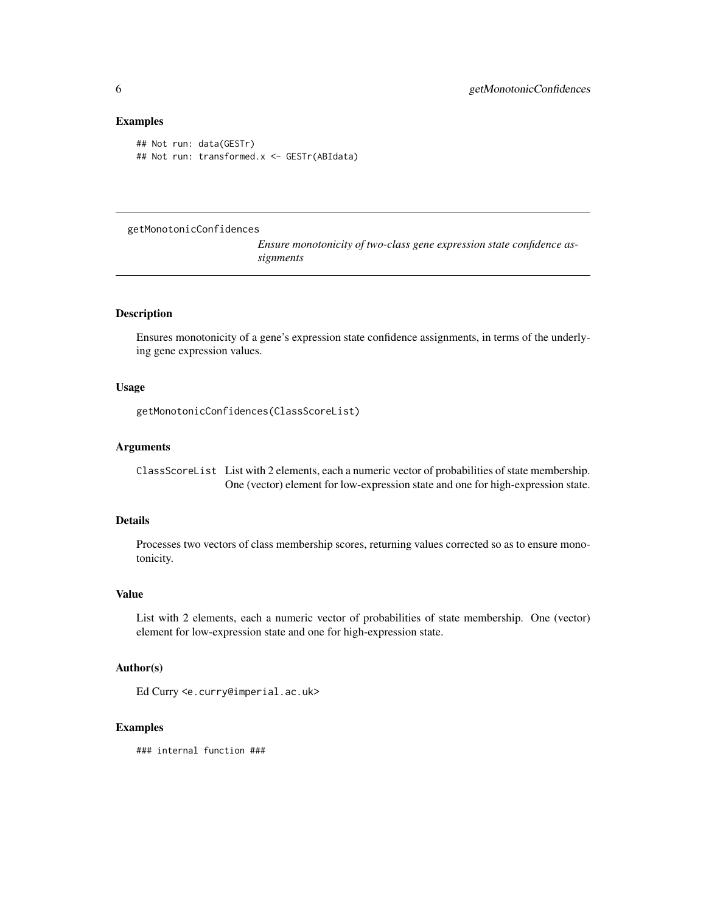## Examples

```
## Not run: data(GESTr)
## Not run: transformed.x <- GESTr(ABIdata)
```

---

# getMonotonicConfidences

*Ensure monotonicity of two-class gene expression state confidence assignments*

---

## Description

Ensures monotonicity of a gene's expression state confidence assignments, in terms of the underlying gene expression values.

## Usage

```
getMonotonicConfidences(ClassScoreList)
```

## Arguments

| | |
|---|---|
| `ClassScoreList` | List with 2 elements, each a numeric vector of probabilities of state membership. One (vector) element for low-expression state and one for high-expression state. |

## Details

Processes two vectors of class membership scores, returning values corrected so as to ensure monotonicity.

## Value

List with 2 elements, each a numeric vector of probabilities of state membership. One (vector) element for low-expression state and one for high-expression state.

## Author(s)

Ed Curry <e.curry@imperial.ac.uk>

## Examples

```
### internal function ###
```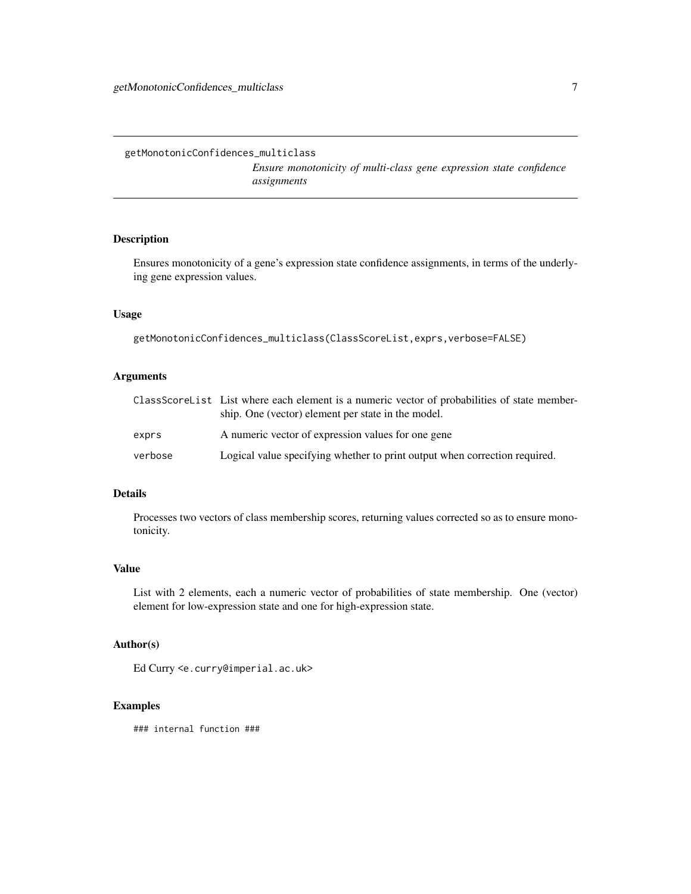getMonotonicConfidences_multiclass

*Ensure monotonicity of multi-class gene expression state confidence assignments*

## Description

Ensures monotonicity of a gene's expression state confidence assignments, in terms of the underlying gene expression values.

## Usage

```
getMonotonicConfidences_multiclass(ClassScoreList,exprs,verbose=FALSE)
```

## Arguments

| | |
|---|---|
| ClassScoreList | List where each element is a numeric vector of probabilities of state membership. One (vector) element per state in the model. |
| exprs | A numeric vector of expression values for one gene |
| verbose | Logical value specifying whether to print output when correction required. |

## Details

Processes two vectors of class membership scores, returning values corrected so as to ensure monotonicity.

## Value

List with 2 elements, each a numeric vector of probabilities of state membership. One (vector) element for low-expression state and one for high-expression state.

## Author(s)

Ed Curry <e.curry@imperial.ac.uk>

## Examples

```
### internal function ###
```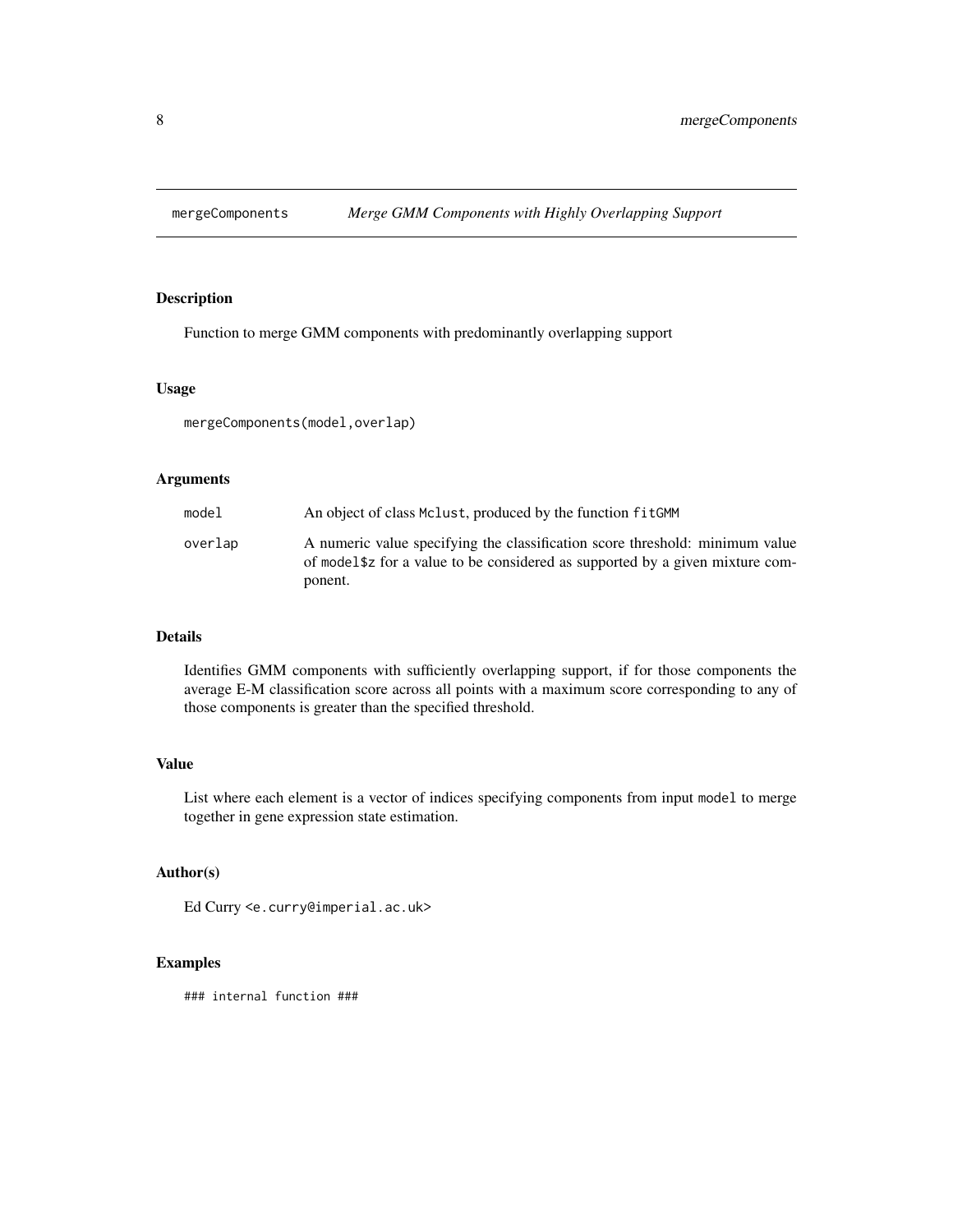# mergeComponents — *Merge GMM Components with Highly Overlapping Support*

## Description

Function to merge GMM components with predominantly overlapping support

## Usage

```
mergeComponents(model,overlap)
```

## Arguments

| | |
|---|---|
| `model` | An object of class `Mclust`, produced by the function `fitGMM` |
| `overlap` | A numeric value specifying the classification score threshold: minimum value of `model$z` for a value to be considered as supported by a given mixture component. |

## Details

Identifies GMM components with sufficiently overlapping support, if for those components the average E-M classification score across all points with a maximum score corresponding to any of those components is greater than the specified threshold.

## Value

List where each element is a vector of indices specifying components from input `model` to merge together in gene expression state estimation.

## Author(s)

Ed Curry <e.curry@imperial.ac.uk>

## Examples

```
### internal function ###
```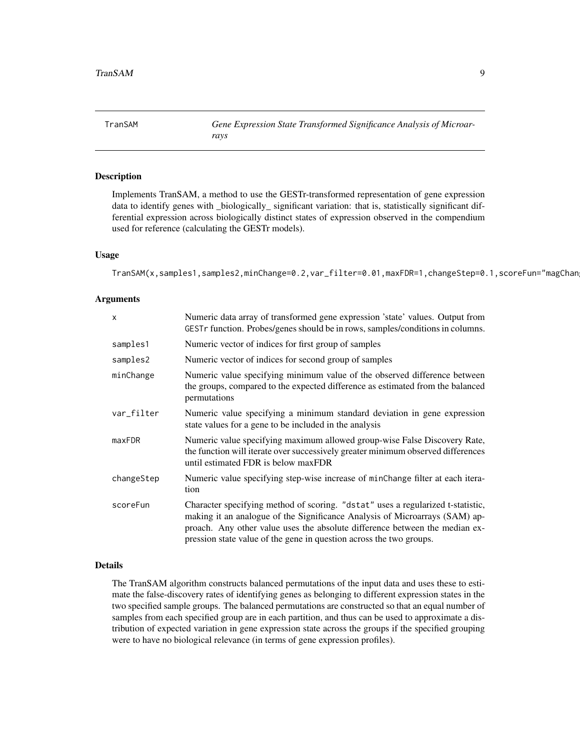# TranSAM — *Gene Expression State Transformed Significance Analysis of Microarrays*

## Description

Implements TranSAM, a method to use the GESTr-transformed representation of gene expression data to identify genes with _biologically_ significant variation: that is, statistically significant differential expression across biologically distinct states of expression observed in the compendium used for reference (calculating the GESTr models).

## Usage

```
TranSAM(x,samples1,samples2,minChange=0.2,var_filter=0.01,maxFDR=1,changeStep=0.1,scoreFun="magChang
```

## Arguments

| | |
|---|---|
| `x` | Numeric data array of transformed gene expression 'state' values. Output from `GESTr` function. Probes/genes should be in rows, samples/conditions in columns. |
| `samples1` | Numeric vector of indices for first group of samples |
| `samples2` | Numeric vector of indices for second group of samples |
| `minChange` | Numeric value specifying minimum value of the observed difference between the groups, compared to the expected difference as estimated from the balanced permutations |
| `var_filter` | Numeric value specifying a minimum standard deviation in gene expression state values for a gene to be included in the analysis |
| `maxFDR` | Numeric value specifying maximum allowed group-wise False Discovery Rate, the function will iterate over successively greater minimum observed differences until estimated FDR is below maxFDR |
| `changeStep` | Numeric value specifying step-wise increase of `minChange` filter at each iteration |
| `scoreFun` | Character specifying method of scoring. `"dstat"` uses a regularized t-statistic, making it an analogue of the Significance Analysis of Microarrays (SAM) approach. Any other value uses the absolute difference between the median expression state value of the gene in question across the two groups. |

## Details

The TranSAM algorithm constructs balanced permutations of the input data and uses these to estimate the false-discovery rates of identifying genes as belonging to different expression states in the two specified sample groups. The balanced permutations are constructed so that an equal number of samples from each specified group are in each partition, and thus can be used to approximate a distribution of expected variation in gene expression state across the groups if the specified grouping were to have no biological relevance (in terms of gene expression profiles).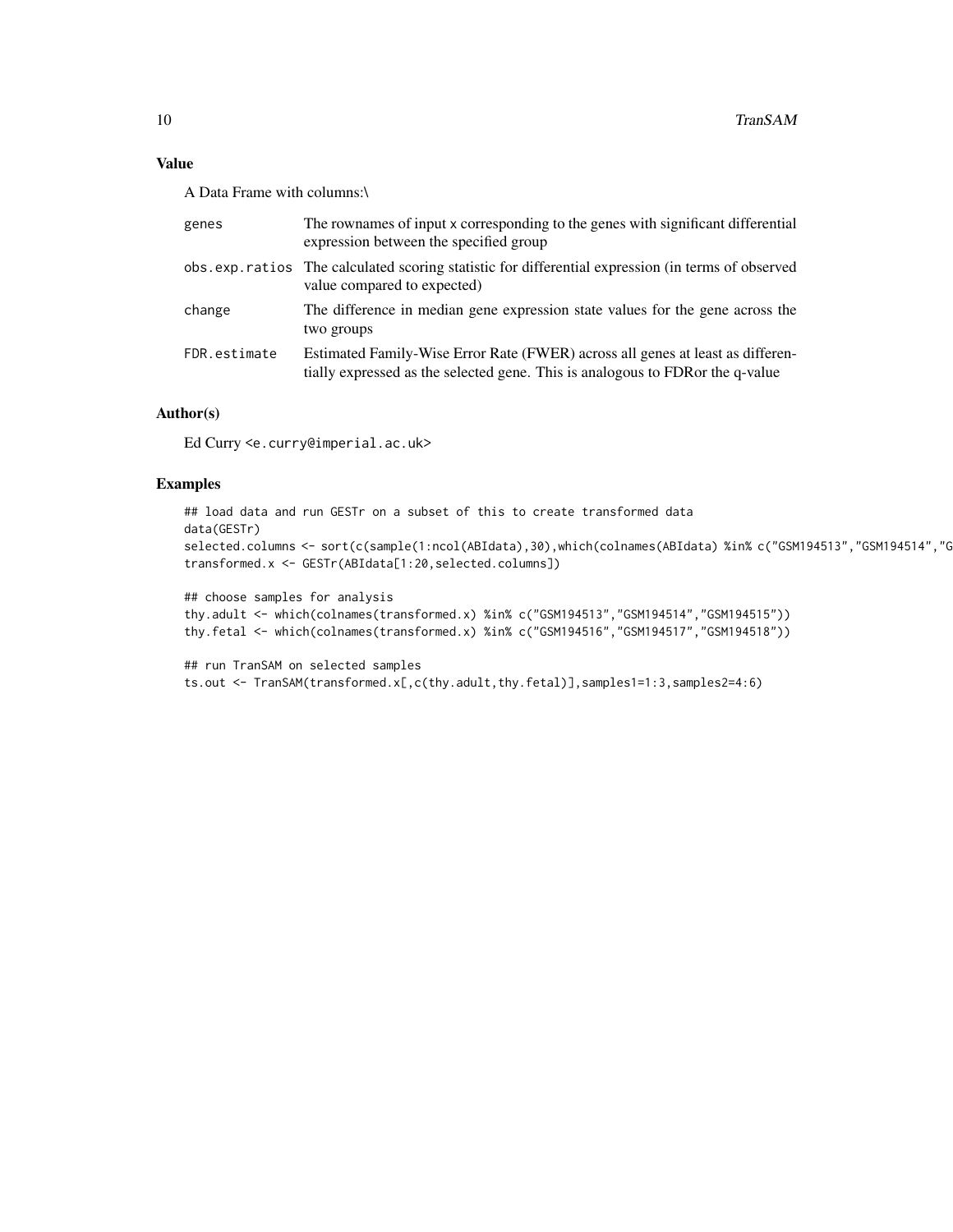## Value

A Data Frame with columns:\

| | |
|---|---|
| genes | The rownames of input x corresponding to the genes with significant differential expression between the specified group |
| obs.exp.ratios | The calculated scoring statistic for differential expression (in terms of observed value compared to expected) |
| change | The difference in median gene expression state values for the gene across the two groups |
| FDR.estimate | Estimated Family-Wise Error Rate (FWER) across all genes at least as differentially expressed as the selected gene. This is analogous to FDRor the q-value |

## Author(s)

Ed Curry <e.curry@imperial.ac.uk>

## Examples

```
## load data and run GESTr on a subset of this to create transformed data
data(GESTr)
selected.columns <- sort(c(sample(1:ncol(ABIdata),30),which(colnames(ABIdata) %in% c("GSM194513","GSM194514","G
transformed.x <- GESTr(ABIdata[1:20,selected.columns])

## choose samples for analysis
thy.adult <- which(colnames(transformed.x) %in% c("GSM194513","GSM194514","GSM194515"))
thy.fetal <- which(colnames(transformed.x) %in% c("GSM194516","GSM194517","GSM194518"))

## run TranSAM on selected samples
ts.out <- TranSAM(transformed.x[,c(thy.adult,thy.fetal)],samples1=1:3,samples2=4:6)
```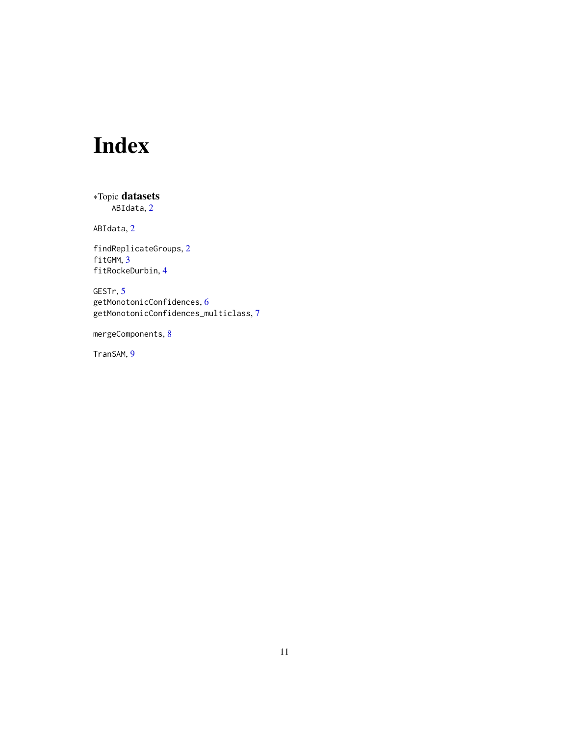# Index

*Topic **datasets**
    ABIdata, 2

ABIdata, 2

findReplicateGroups, 2
fitGMM, 3
fitRockeDurbin, 4

GESTr, 5
getMonotonicConfidences, 6
getMonotonicConfidences_multiclass, 7

mergeComponents, 8

TranSAM, 9